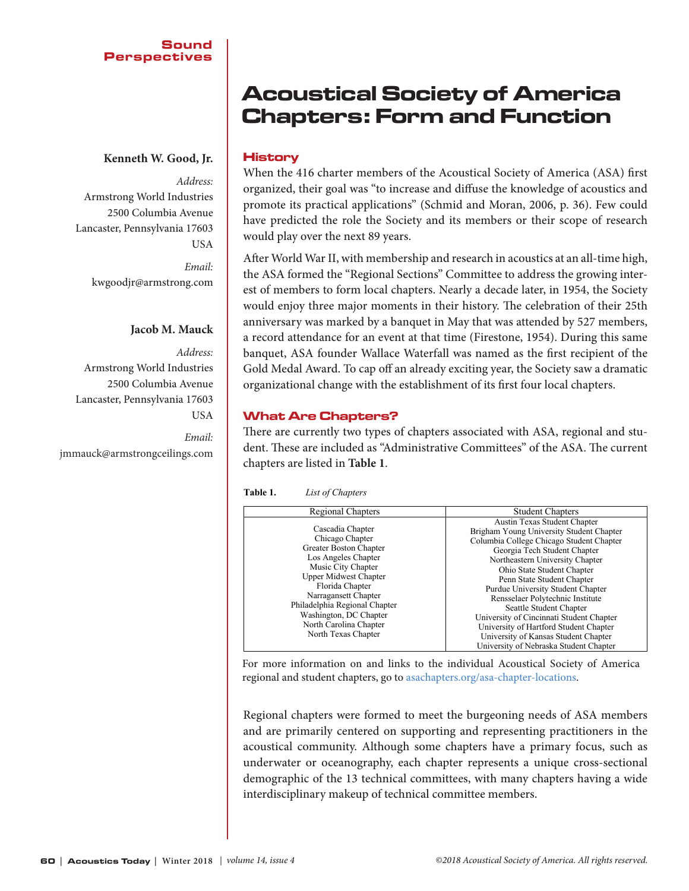Sound Perspectives

# Acoustical Society of America Chapters: Form and Function

**Kenneth W. Good, Jr.**

*Address:*
Armstrong World Industries
2500 Columbia Avenue
Lancaster, Pennsylvania 17603
USA

*Email:*
kwgoodjr@armstrong.com

**Jacob M. Mauck**

*Address:*
Armstrong World Industries
2500 Columbia Avenue
Lancaster, Pennsylvania 17603
USA

*Email:*
jmmauck@armstrongceilings.com

## History

When the 416 charter members of the Acoustical Society of America (ASA) first organized, their goal was "to increase and diffuse the knowledge of acoustics and promote its practical applications" (Schmid and Moran, 2006, p. 36). Few could have predicted the role the Society and its members or their scope of research would play over the next 89 years.

After World War II, with membership and research in acoustics at an all-time high, the ASA formed the "Regional Sections" Committee to address the growing interest of members to form local chapters. Nearly a decade later, in 1954, the Society would enjoy three major moments in their history. The celebration of their 25th anniversary was marked by a banquet in May that was attended by 527 members, a record attendance for an event at that time (Firestone, 1954). During this same banquet, ASA founder Wallace Waterfall was named as the first recipient of the Gold Medal Award. To cap off an already exciting year, the Society saw a dramatic organizational change with the establishment of its first four local chapters.

## What Are Chapters?

There are currently two types of chapters associated with ASA, regional and student. These are included as "Administrative Committees" of the ASA. The current chapters are listed in **Table 1**.

**Table 1.** *List of Chapters*

| Regional Chapters | Student Chapters |
|---|---|
| Cascadia Chapter | Austin Texas Student Chapter |
| Chicago Chapter | Brigham Young University Student Chapter |
| Greater Boston Chapter | Columbia College Chicago Student Chapter |
| Los Angeles Chapter | Georgia Tech Student Chapter |
| Music City Chapter | Northeastern University Chapter |
| Upper Midwest Chapter | Ohio State Student Chapter |
| Florida Chapter | Penn State Student Chapter |
| Narragansett Chapter | Purdue University Student Chapter |
| Philadelphia Regional Chapter | Rensselaer Polytechnic Institute |
| Washington, DC Chapter | Seattle Student Chapter |
| North Carolina Chapter | University of Cincinnati Student Chapter |
| North Texas Chapter | University of Hartford Student Chapter |
| | University of Kansas Student Chapter |
| | University of Nebraska Student Chapter |

For more information on and links to the individual Acoustical Society of America regional and student chapters, go to asachapters.org/asa-chapter-locations.

Regional chapters were formed to meet the burgeoning needs of ASA members and are primarily centered on supporting and representing practitioners in the acoustical community. Although some chapters have a primary focus, such as underwater or oceanography, each chapter represents a unique cross-sectional demographic of the 13 technical committees, with many chapters having a wide interdisciplinary makeup of technical committee members.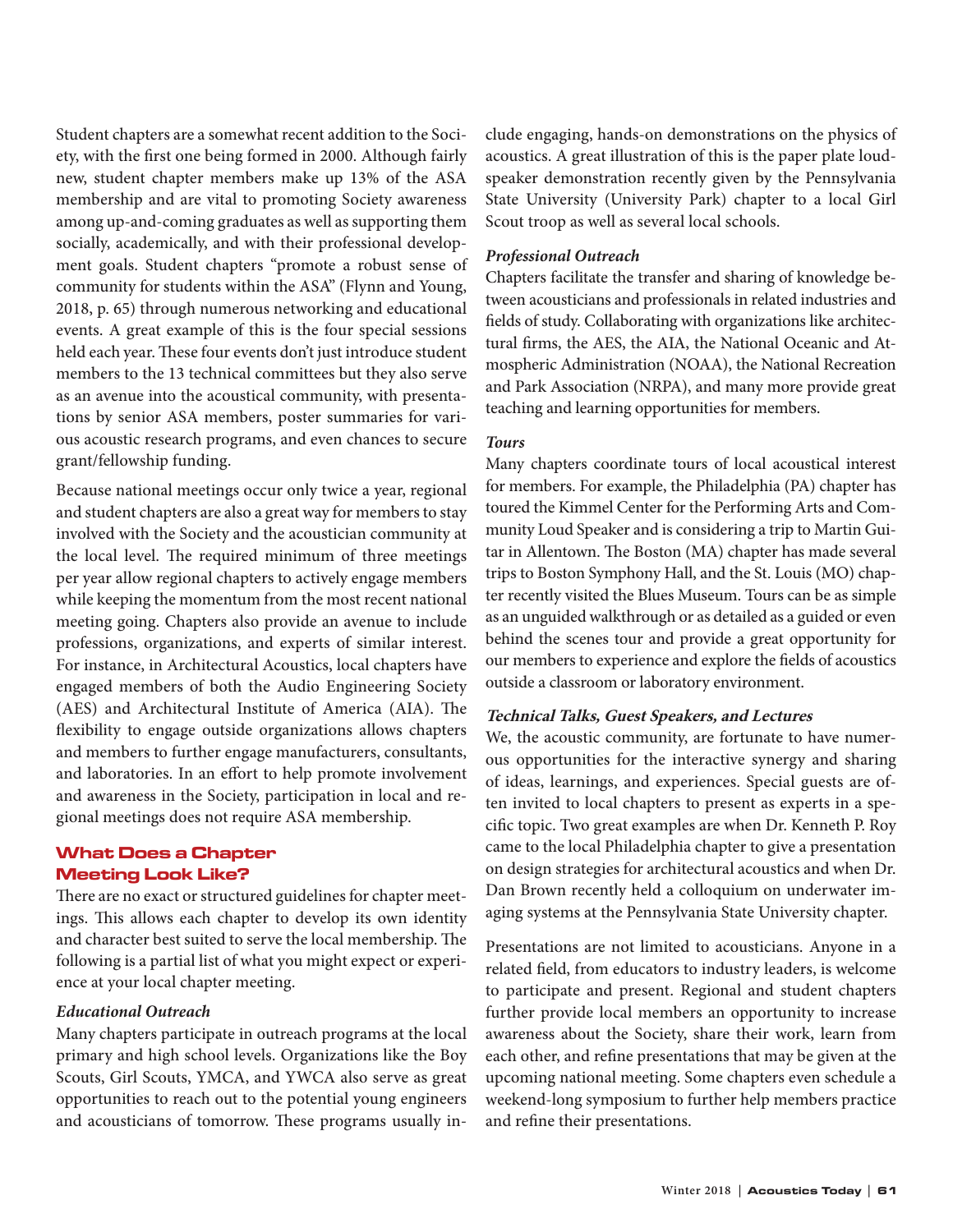Student chapters are a somewhat recent addition to the Society, with the first one being formed in 2000. Although fairly new, student chapter members make up 13% of the ASA membership and are vital to promoting Society awareness among up-and-coming graduates as well as supporting them socially, academically, and with their professional development goals. Student chapters "promote a robust sense of community for students within the ASA" (Flynn and Young, 2018, p. 65) through numerous networking and educational events. A great example of this is the four special sessions held each year. These four events don't just introduce student members to the 13 technical committees but they also serve as an avenue into the acoustical community, with presentations by senior ASA members, poster summaries for various acoustic research programs, and even chances to secure grant/fellowship funding.

Because national meetings occur only twice a year, regional and student chapters are also a great way for members to stay involved with the Society and the acoustician community at the local level. The required minimum of three meetings per year allow regional chapters to actively engage members while keeping the momentum from the most recent national meeting going. Chapters also provide an avenue to include professions, organizations, and experts of similar interest. For instance, in Architectural Acoustics, local chapters have engaged members of both the Audio Engineering Society (AES) and Architectural Institute of America (AIA). The flexibility to engage outside organizations allows chapters and members to further engage manufacturers, consultants, and laboratories. In an effort to help promote involvement and awareness in the Society, participation in local and regional meetings does not require ASA membership.

## What Does a Chapter Meeting Look Like?

There are no exact or structured guidelines for chapter meetings. This allows each chapter to develop its own identity and character best suited to serve the local membership. The following is a partial list of what you might expect or experience at your local chapter meeting.

### *Educational Outreach*

Many chapters participate in outreach programs at the local primary and high school levels. Organizations like the Boy Scouts, Girl Scouts, YMCA, and YWCA also serve as great opportunities to reach out to the potential young engineers and acousticians of tomorrow. These programs usually include engaging, hands-on demonstrations on the physics of acoustics. A great illustration of this is the paper plate loudspeaker demonstration recently given by the Pennsylvania State University (University Park) chapter to a local Girl Scout troop as well as several local schools.

### *Professional Outreach*

Chapters facilitate the transfer and sharing of knowledge between acousticians and professionals in related industries and fields of study. Collaborating with organizations like architectural firms, the AES, the AIA, the National Oceanic and Atmospheric Administration (NOAA), the National Recreation and Park Association (NRPA), and many more provide great teaching and learning opportunities for members.

### *Tours*

Many chapters coordinate tours of local acoustical interest for members. For example, the Philadelphia (PA) chapter has toured the Kimmel Center for the Performing Arts and Community Loud Speaker and is considering a trip to Martin Guitar in Allentown. The Boston (MA) chapter has made several trips to Boston Symphony Hall, and the St. Louis (MO) chapter recently visited the Blues Museum. Tours can be as simple as an unguided walkthrough or as detailed as a guided or even behind the scenes tour and provide a great opportunity for our members to experience and explore the fields of acoustics outside a classroom or laboratory environment.

### *Technical Talks, Guest Speakers, and Lectures*

We, the acoustic community, are fortunate to have numerous opportunities for the interactive synergy and sharing of ideas, learnings, and experiences. Special guests are often invited to local chapters to present as experts in a specific topic. Two great examples are when Dr. Kenneth P. Roy came to the local Philadelphia chapter to give a presentation on design strategies for architectural acoustics and when Dr. Dan Brown recently held a colloquium on underwater imaging systems at the Pennsylvania State University chapter.

Presentations are not limited to acousticians. Anyone in a related field, from educators to industry leaders, is welcome to participate and present. Regional and student chapters further provide local members an opportunity to increase awareness about the Society, share their work, learn from each other, and refine presentations that may be given at the upcoming national meeting. Some chapters even schedule a weekend-long symposium to further help members practice and refine their presentations.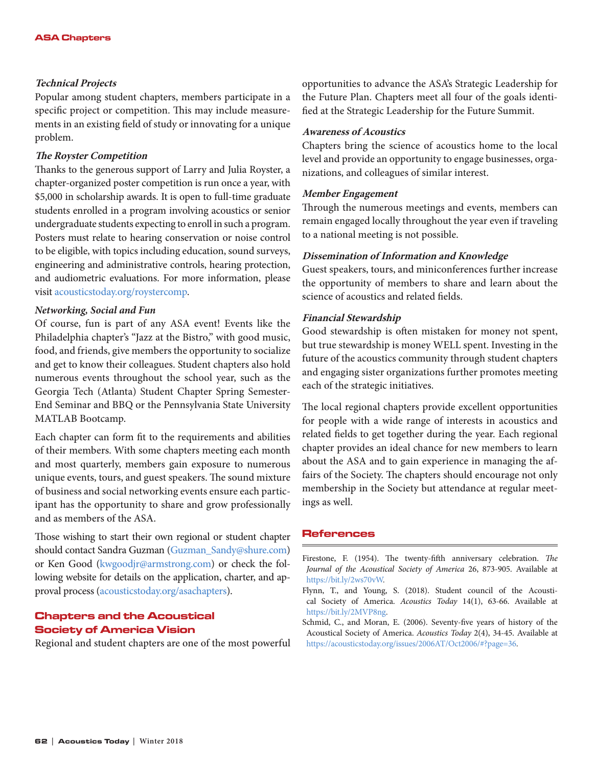### *Technical Projects*

Popular among student chapters, members participate in a specific project or competition. This may include measurements in an existing field of study or innovating for a unique problem.

### *The Royster Competition*

Thanks to the generous support of Larry and Julia Royster, a chapter-organized poster competition is run once a year, with $5,000 in scholarship awards. It is open to full-time graduate students enrolled in a program involving acoustics or senior undergraduate students expecting to enroll in such a program. Posters must relate to hearing conservation or noise control to be eligible, with topics including education, sound surveys, engineering and administrative controls, hearing protection, and audiometric evaluations. For more information, please visit acousticstoday.org/roystercomp.

### *Networking, Social and Fun*

Of course, fun is part of any ASA event! Events like the Philadelphia chapter's "Jazz at the Bistro," with good music, food, and friends, give members the opportunity to socialize and get to know their colleagues. Student chapters also hold numerous events throughout the school year, such as the Georgia Tech (Atlanta) Student Chapter Spring Semester-End Seminar and BBQ or the Pennsylvania State University MATLAB Bootcamp.

Each chapter can form fit to the requirements and abilities of their members. With some chapters meeting each month and most quarterly, members gain exposure to numerous unique events, tours, and guest speakers. The sound mixture of business and social networking events ensure each participant has the opportunity to share and grow professionally and as members of the ASA.

Those wishing to start their own regional or student chapter should contact Sandra Guzman (Guzman_Sandy@shure.com) or Ken Good (kwgoodjr@armstrong.com) or check the following website for details on the application, charter, and approval process (acousticstoday.org/asachapters).

## Chapters and the Acoustical Society of America Vision

Regional and student chapters are one of the most powerful opportunities to advance the ASA's Strategic Leadership for the Future Plan. Chapters meet all four of the goals identified at the Strategic Leadership for the Future Summit.

### *Awareness of Acoustics*

Chapters bring the science of acoustics home to the local level and provide an opportunity to engage businesses, organizations, and colleagues of similar interest.

### *Member Engagement*

Through the numerous meetings and events, members can remain engaged locally throughout the year even if traveling to a national meeting is not possible.

### *Dissemination of Information and Knowledge*

Guest speakers, tours, and miniconferences further increase the opportunity of members to share and learn about the science of acoustics and related fields.

### *Financial Stewardship*

Good stewardship is often mistaken for money not spent, but true stewardship is money WELL spent. Investing in the future of the acoustics community through student chapters and engaging sister organizations further promotes meeting each of the strategic initiatives.

The local regional chapters provide excellent opportunities for people with a wide range of interests in acoustics and related fields to get together during the year. Each regional chapter provides an ideal chance for new members to learn about the ASA and to gain experience in managing the affairs of the Society. The chapters should encourage not only membership in the Society but attendance at regular meetings as well.

## References

Firestone, F. (1954). The twenty-fifth anniversary celebration. *The Journal of the Acoustical Society of America* 26, 873-905. Available at https://bit.ly/2ws70vW.

Flynn, T., and Young, S. (2018). Student council of the Acoustical Society of America. *Acoustics Today* 14(1), 63-66. Available at https://bit.ly/2MVP8ng.

Schmid, C., and Moran, E. (2006). Seventy-five years of history of the Acoustical Society of America. *Acoustics Today* 2(4), 34-45. Available at https://acousticstoday.org/issues/2006AT/Oct2006/#?page=36.